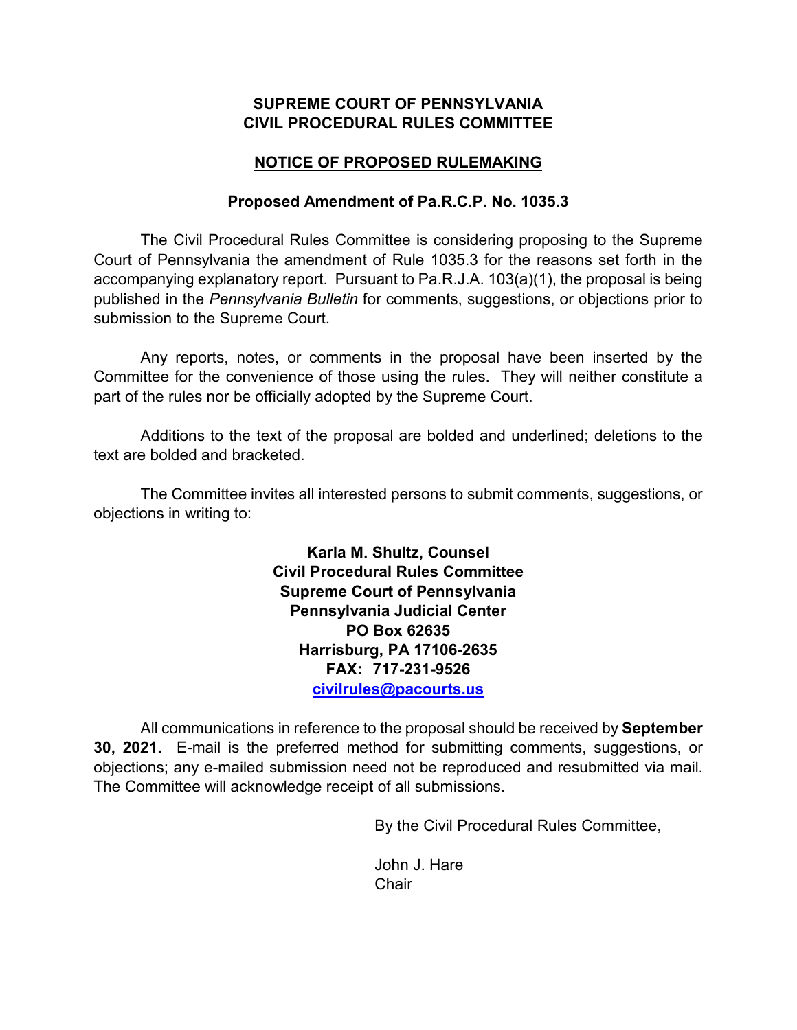**SUPREME COURT OF PENNSYLVANIA**
**CIVIL PROCEDURAL RULES COMMITTEE**

**NOTICE OF PROPOSED RULEMAKING**

**Proposed Amendment of Pa.R.C.P. No. 1035.3**

The Civil Procedural Rules Committee is considering proposing to the Supreme Court of Pennsylvania the amendment of Rule 1035.3 for the reasons set forth in the accompanying explanatory report. Pursuant to Pa.R.J.A. 103(a)(1), the proposal is being published in the *Pennsylvania Bulletin* for comments, suggestions, or objections prior to submission to the Supreme Court.

Any reports, notes, or comments in the proposal have been inserted by the Committee for the convenience of those using the rules. They will neither constitute a part of the rules nor be officially adopted by the Supreme Court.

Additions to the text of the proposal are bolded and underlined; deletions to the text are bolded and bracketed.

The Committee invites all interested persons to submit comments, suggestions, or objections in writing to:

**Karla M. Shultz, Counsel**
**Civil Procedural Rules Committee**
**Supreme Court of Pennsylvania**
**Pennsylvania Judicial Center**
**PO Box 62635**
**Harrisburg, PA 17106-2635**
**FAX: 717-231-9526**
**civilrules@pacourts.us**

All communications in reference to the proposal should be received by **September 30, 2021.** E-mail is the preferred method for submitting comments, suggestions, or objections; any e-mailed submission need not be reproduced and resubmitted via mail. The Committee will acknowledge receipt of all submissions.

By the Civil Procedural Rules Committee,

John J. Hare
Chair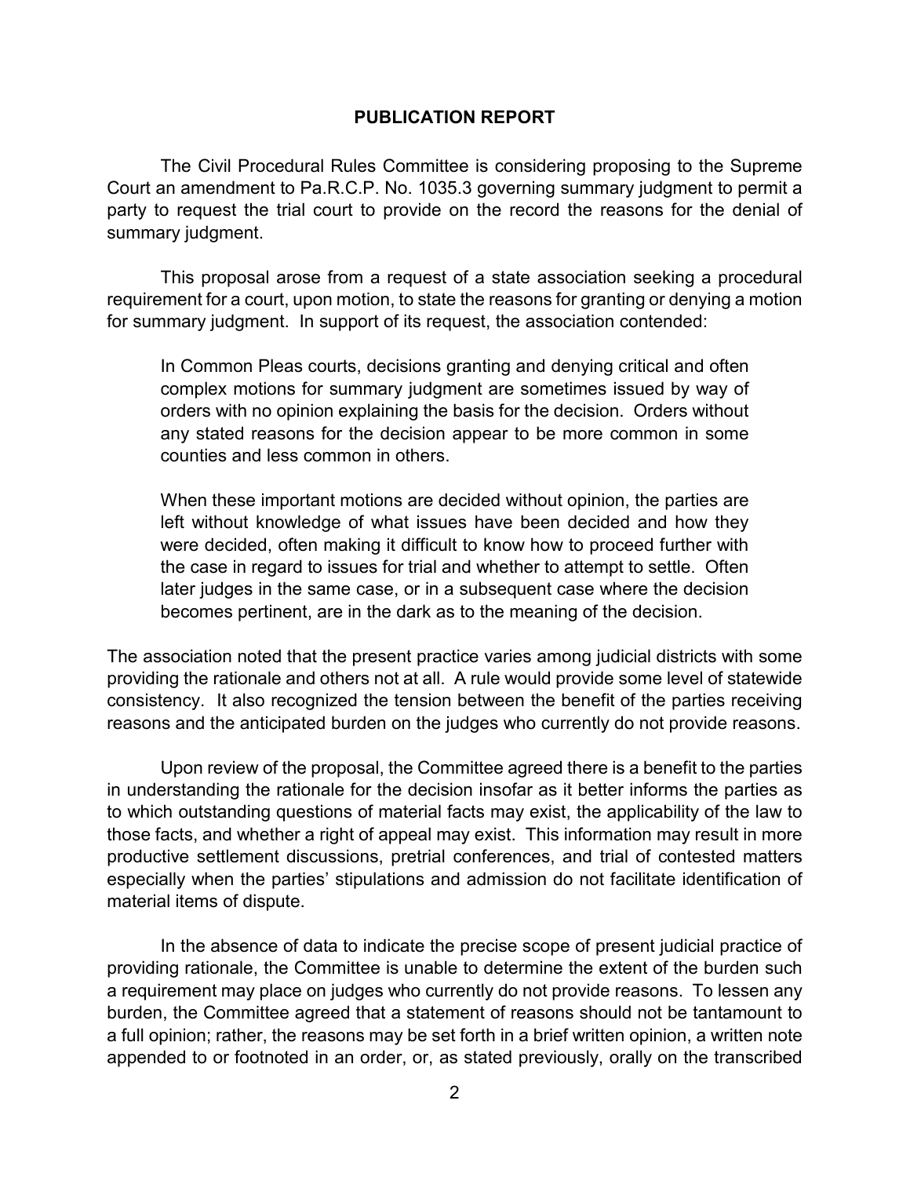## PUBLICATION REPORT

The Civil Procedural Rules Committee is considering proposing to the Supreme Court an amendment to Pa.R.C.P. No. 1035.3 governing summary judgment to permit a party to request the trial court to provide on the record the reasons for the denial of summary judgment.

This proposal arose from a request of a state association seeking a procedural requirement for a court, upon motion, to state the reasons for granting or denying a motion for summary judgment. In support of its request, the association contended:

> In Common Pleas courts, decisions granting and denying critical and often complex motions for summary judgment are sometimes issued by way of orders with no opinion explaining the basis for the decision. Orders without any stated reasons for the decision appear to be more common in some counties and less common in others.
>
> When these important motions are decided without opinion, the parties are left without knowledge of what issues have been decided and how they were decided, often making it difficult to know how to proceed further with the case in regard to issues for trial and whether to attempt to settle. Often later judges in the same case, or in a subsequent case where the decision becomes pertinent, are in the dark as to the meaning of the decision.

The association noted that the present practice varies among judicial districts with some providing the rationale and others not at all. A rule would provide some level of statewide consistency. It also recognized the tension between the benefit of the parties receiving reasons and the anticipated burden on the judges who currently do not provide reasons.

Upon review of the proposal, the Committee agreed there is a benefit to the parties in understanding the rationale for the decision insofar as it better informs the parties as to which outstanding questions of material facts may exist, the applicability of the law to those facts, and whether a right of appeal may exist. This information may result in more productive settlement discussions, pretrial conferences, and trial of contested matters especially when the parties' stipulations and admission do not facilitate identification of material items of dispute.

In the absence of data to indicate the precise scope of present judicial practice of providing rationale, the Committee is unable to determine the extent of the burden such a requirement may place on judges who currently do not provide reasons. To lessen any burden, the Committee agreed that a statement of reasons should not be tantamount to a full opinion; rather, the reasons may be set forth in a brief written opinion, a written note appended to or footnoted in an order, or, as stated previously, orally on the transcribed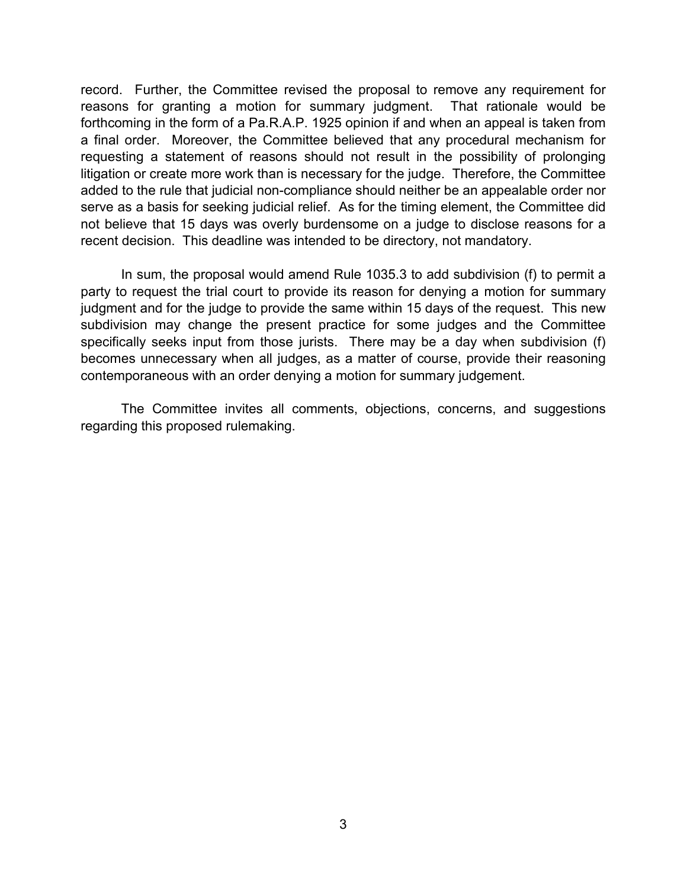record. Further, the Committee revised the proposal to remove any requirement for reasons for granting a motion for summary judgment. That rationale would be forthcoming in the form of a Pa.R.A.P. 1925 opinion if and when an appeal is taken from a final order. Moreover, the Committee believed that any procedural mechanism for requesting a statement of reasons should not result in the possibility of prolonging litigation or create more work than is necessary for the judge. Therefore, the Committee added to the rule that judicial non-compliance should neither be an appealable order nor serve as a basis for seeking judicial relief. As for the timing element, the Committee did not believe that 15 days was overly burdensome on a judge to disclose reasons for a recent decision. This deadline was intended to be directory, not mandatory.

In sum, the proposal would amend Rule 1035.3 to add subdivision (f) to permit a party to request the trial court to provide its reason for denying a motion for summary judgment and for the judge to provide the same within 15 days of the request. This new subdivision may change the present practice for some judges and the Committee specifically seeks input from those jurists. There may be a day when subdivision (f) becomes unnecessary when all judges, as a matter of course, provide their reasoning contemporaneous with an order denying a motion for summary judgement.

The Committee invites all comments, objections, concerns, and suggestions regarding this proposed rulemaking.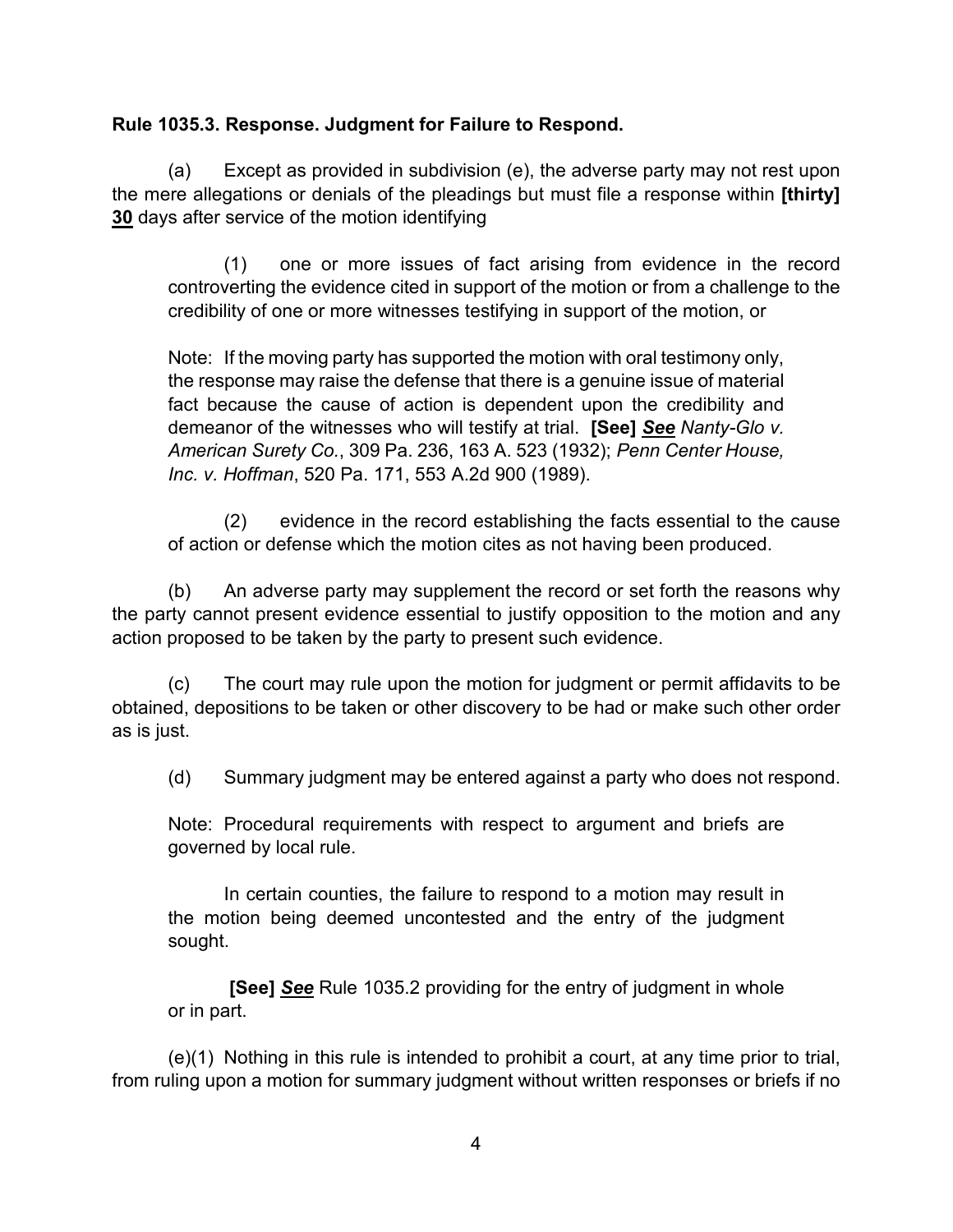**Rule 1035.3. Response. Judgment for Failure to Respond.**

(a) Except as provided in subdivision (e), the adverse party may not rest upon the mere allegations or denials of the pleadings but must file a response within **[thirty]** **30** days after service of the motion identifying

> (1) one or more issues of fact arising from evidence in the record controverting the evidence cited in support of the motion or from a challenge to the credibility of one or more witnesses testifying in support of the motion, or
>
> Note: If the moving party has supported the motion with oral testimony only, the response may raise the defense that there is a genuine issue of material fact because the cause of action is dependent upon the credibility and demeanor of the witnesses who will testify at trial. **[See]** ***See*** *Nanty-Glo v. American Surety Co.*, 309 Pa. 236, 163 A. 523 (1932); *Penn Center House, Inc. v. Hoffman*, 520 Pa. 171, 553 A.2d 900 (1989).
>
> (2) evidence in the record establishing the facts essential to the cause of action or defense which the motion cites as not having been produced.

(b) An adverse party may supplement the record or set forth the reasons why the party cannot present evidence essential to justify opposition to the motion and any action proposed to be taken by the party to present such evidence.

(c) The court may rule upon the motion for judgment or permit affidavits to be obtained, depositions to be taken or other discovery to be had or make such other order as is just.

(d) Summary judgment may be entered against a party who does not respond.

> Note: Procedural requirements with respect to argument and briefs are governed by local rule.
>
> In certain counties, the failure to respond to a motion may result in the motion being deemed uncontested and the entry of the judgment sought.
>
> **[See]** ***See*** Rule 1035.2 providing for the entry of judgment in whole or in part.

(e)(1) Nothing in this rule is intended to prohibit a court, at any time prior to trial, from ruling upon a motion for summary judgment without written responses or briefs if no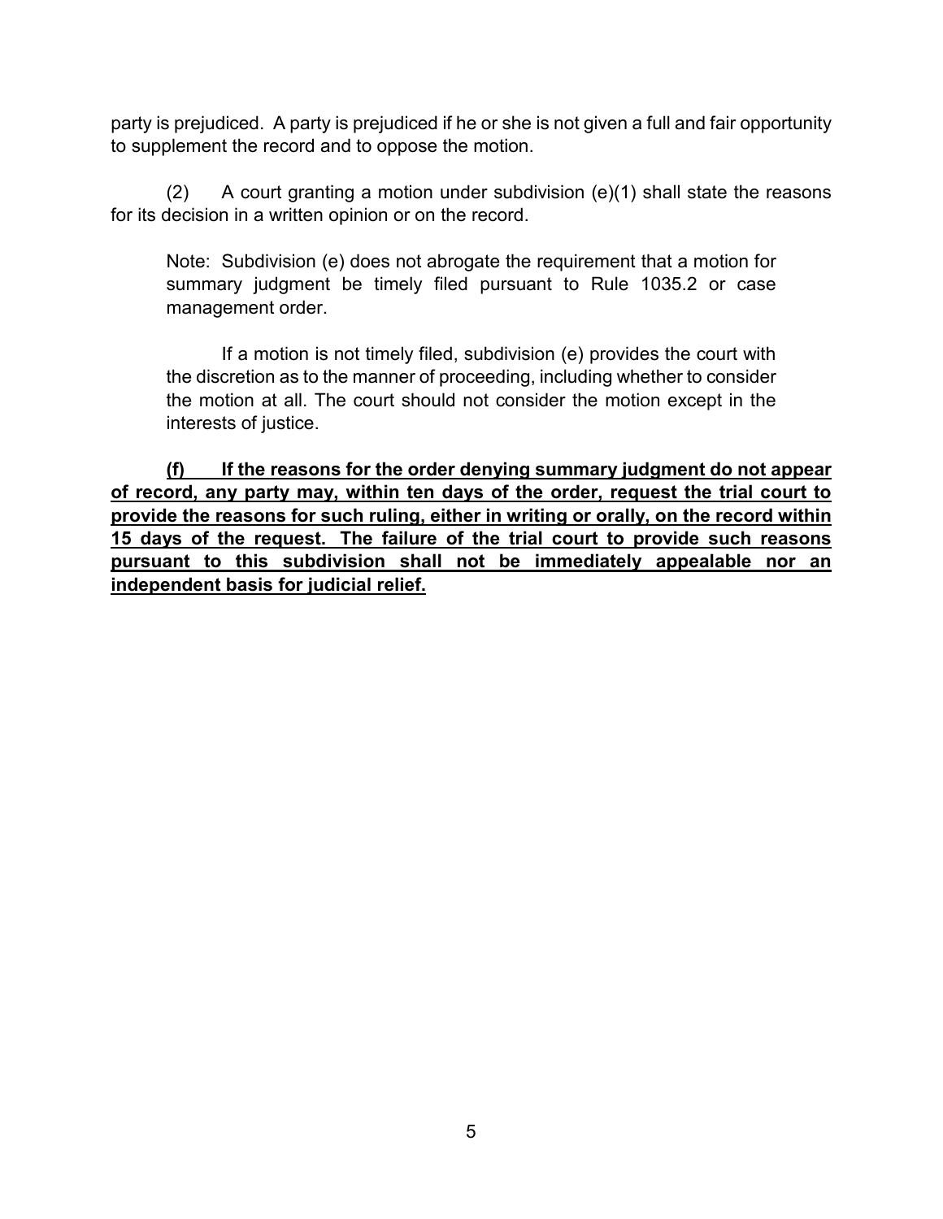party is prejudiced. A party is prejudiced if he or she is not given a full and fair opportunity to supplement the record and to oppose the motion.

(2) A court granting a motion under subdivision (e)(1) shall state the reasons for its decision in a written opinion or on the record.

> Note: Subdivision (e) does not abrogate the requirement that a motion for summary judgment be timely filed pursuant to Rule 1035.2 or case management order.
>
> If a motion is not timely filed, subdivision (e) provides the court with the discretion as to the manner of proceeding, including whether to consider the motion at all. The court should not consider the motion except in the interests of justice.

<u>**(f) If the reasons for the order denying summary judgment do not appear of record, any party may, within ten days of the order, request the trial court to provide the reasons for such ruling, either in writing or orally, on the record within 15 days of the request. The failure of the trial court to provide such reasons pursuant to this subdivision shall not be immediately appealable nor an independent basis for judicial relief.**</u>